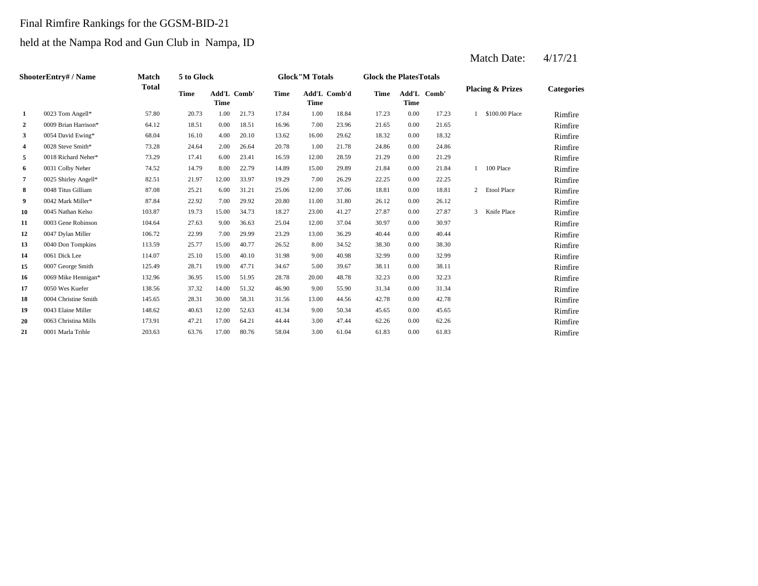Final Rimfire Rankings for the GGSM-BID-21

held at the Nampa Rod and Gun Club in Nampa, ID

Match Date: 4/17/21

| | ShooterEntry# / Name | Match Total | 5 to Glock | | | Glock"M Totals | | | Glock the PlatesTotals | | | Placing & Prizes | | Categories |
|---|---|---|---|---|---|---|---|---|---|---|---|---|---|---|
| | | | Time | Add'L Time | Comb' | Time | Add'L Time | Comb'd | Time | Add'L Time | Comb' | | | |
| 1 | 0023 Tom Angell* | 57.80 | 20.73 | 1.00 | 21.73 | 17.84 | 1.00 | 18.84 | 17.23 | 0.00 | 17.23 | 1 | $100.00 Place | Rimfire |
| 2 | 0009 Brian Harrison* | 64.12 | 18.51 | 0.00 | 18.51 | 16.96 | 7.00 | 23.96 | 21.65 | 0.00 | 21.65 | | | Rimfire |
| 3 | 0054 David Ewing* | 68.04 | 16.10 | 4.00 | 20.10 | 13.62 | 16.00 | 29.62 | 18.32 | 0.00 | 18.32 | | | Rimfire |
| 4 | 0028 Steve Smith* | 73.28 | 24.64 | 2.00 | 26.64 | 20.78 | 1.00 | 21.78 | 24.86 | 0.00 | 24.86 | | | Rimfire |
| 5 | 0018 Richard Neher* | 73.29 | 17.41 | 6.00 | 23.41 | 16.59 | 12.00 | 28.59 | 21.29 | 0.00 | 21.29 | | | Rimfire |
| 6 | 0031 Colby Neher | 74.52 | 14.79 | 8.00 | 22.79 | 14.89 | 15.00 | 29.89 | 21.84 | 0.00 | 21.84 | 1 | 100 Place | Rimfire |
| 7 | 0025 Shirley Angell* | 82.51 | 21.97 | 12.00 | 33.97 | 19.29 | 7.00 | 26.29 | 22.25 | 0.00 | 22.25 | | | Rimfire |
| 8 | 0048 Titus Gilliam | 87.08 | 25.21 | 6.00 | 31.21 | 25.06 | 12.00 | 37.06 | 18.81 | 0.00 | 18.81 | 2 | Etool Place | Rimfire |
| 9 | 0042 Mark Miller* | 87.84 | 22.92 | 7.00 | 29.92 | 20.80 | 11.00 | 31.80 | 26.12 | 0.00 | 26.12 | | | Rimfire |
| 10 | 0045 Nathan Kelso | 103.87 | 19.73 | 15.00 | 34.73 | 18.27 | 23.00 | 41.27 | 27.87 | 0.00 | 27.87 | 3 | Knife Place | Rimfire |
| 11 | 0003 Gene Robinson | 104.64 | 27.63 | 9.00 | 36.63 | 25.04 | 12.00 | 37.04 | 30.97 | 0.00 | 30.97 | | | Rimfire |
| 12 | 0047 Dylan Miller | 106.72 | 22.99 | 7.00 | 29.99 | 23.29 | 13.00 | 36.29 | 40.44 | 0.00 | 40.44 | | | Rimfire |
| 13 | 0040 Don Tompkins | 113.59 | 25.77 | 15.00 | 40.77 | 26.52 | 8.00 | 34.52 | 38.30 | 0.00 | 38.30 | | | Rimfire |
| 14 | 0061 Dick Lee | 114.07 | 25.10 | 15.00 | 40.10 | 31.98 | 9.00 | 40.98 | 32.99 | 0.00 | 32.99 | | | Rimfire |
| 15 | 0007 George Smith | 125.49 | 28.71 | 19.00 | 47.71 | 34.67 | 5.00 | 39.67 | 38.11 | 0.00 | 38.11 | | | Rimfire |
| 16 | 0069 Mike Hennigan* | 132.96 | 36.95 | 15.00 | 51.95 | 28.78 | 20.00 | 48.78 | 32.23 | 0.00 | 32.23 | | | Rimfire |
| 17 | 0050 Wes Kuefer | 138.56 | 37.32 | 14.00 | 51.32 | 46.90 | 9.00 | 55.90 | 31.34 | 0.00 | 31.34 | | | Rimfire |
| 18 | 0004 Christine Smith | 145.65 | 28.31 | 30.00 | 58.31 | 31.56 | 13.00 | 44.56 | 42.78 | 0.00 | 42.78 | | | Rimfire |
| 19 | 0043 Elaine Miller | 148.62 | 40.63 | 12.00 | 52.63 | 41.34 | 9.00 | 50.34 | 45.65 | 0.00 | 45.65 | | | Rimfire |
| 20 | 0063 Christina Mills | 173.91 | 47.21 | 17.00 | 64.21 | 44.44 | 3.00 | 47.44 | 62.26 | 0.00 | 62.26 | | | Rimfire |
| 21 | 0001 Marla Trible | 203.63 | 63.76 | 17.00 | 80.76 | 58.04 | 3.00 | 61.04 | 61.83 | 0.00 | 61.83 | | | Rimfire |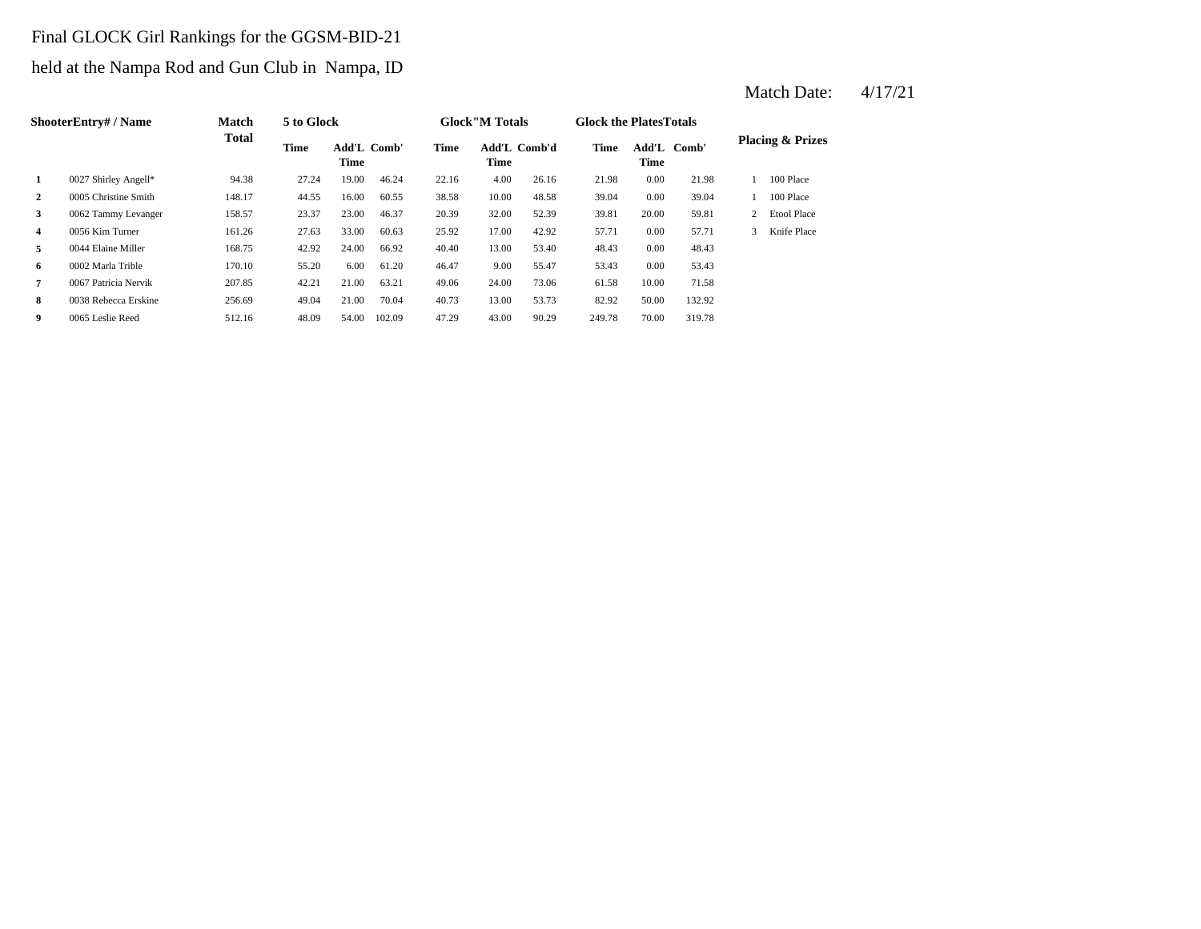Final GLOCK Girl Rankings for the GGSM-BID-21

held at the Nampa Rod and Gun Club in Nampa, ID

Match Date: 4/17/21

| | ShooterEntry# / Name | Match Total | 5 to Glock | | | Glock"M Totals | | | Glock the PlatesTotals | | | Placing & Prizes | |
|---|---|---|---|---|---|---|---|---|---|---|---|---|---|
| | | | Time | Add'L Time | Comb' | Time | Add'L Time | Comb'd | Time | Add'L Time | Comb' | | |
| 1 | 0027 Shirley Angell* | 94.38 | 27.24 | 19.00 | 46.24 | 22.16 | 4.00 | 26.16 | 21.98 | 0.00 | 21.98 | 1 | 100 Place |
| 2 | 0005 Christine Smith | 148.17 | 44.55 | 16.00 | 60.55 | 38.58 | 10.00 | 48.58 | 39.04 | 0.00 | 39.04 | 1 | 100 Place |
| 3 | 0062 Tammy Levanger | 158.57 | 23.37 | 23.00 | 46.37 | 20.39 | 32.00 | 52.39 | 39.81 | 20.00 | 59.81 | 2 | Etool Place |
| 4 | 0056 Kim Turner | 161.26 | 27.63 | 33.00 | 60.63 | 25.92 | 17.00 | 42.92 | 57.71 | 0.00 | 57.71 | 3 | Knife Place |
| 5 | 0044 Elaine Miller | 168.75 | 42.92 | 24.00 | 66.92 | 40.40 | 13.00 | 53.40 | 48.43 | 0.00 | 48.43 | | |
| 6 | 0002 Marla Trible | 170.10 | 55.20 | 6.00 | 61.20 | 46.47 | 9.00 | 55.47 | 53.43 | 0.00 | 53.43 | | |
| 7 | 0067 Patricia Nervik | 207.85 | 42.21 | 21.00 | 63.21 | 49.06 | 24.00 | 73.06 | 61.58 | 10.00 | 71.58 | | |
| 8 | 0038 Rebecca Erskine | 256.69 | 49.04 | 21.00 | 70.04 | 40.73 | 13.00 | 53.73 | 82.92 | 50.00 | 132.92 | | |
| 9 | 0065 Leslie Reed | 512.16 | 48.09 | 54.00 | 102.09 | 47.29 | 43.00 | 90.29 | 249.78 | 70.00 | 319.78 | | |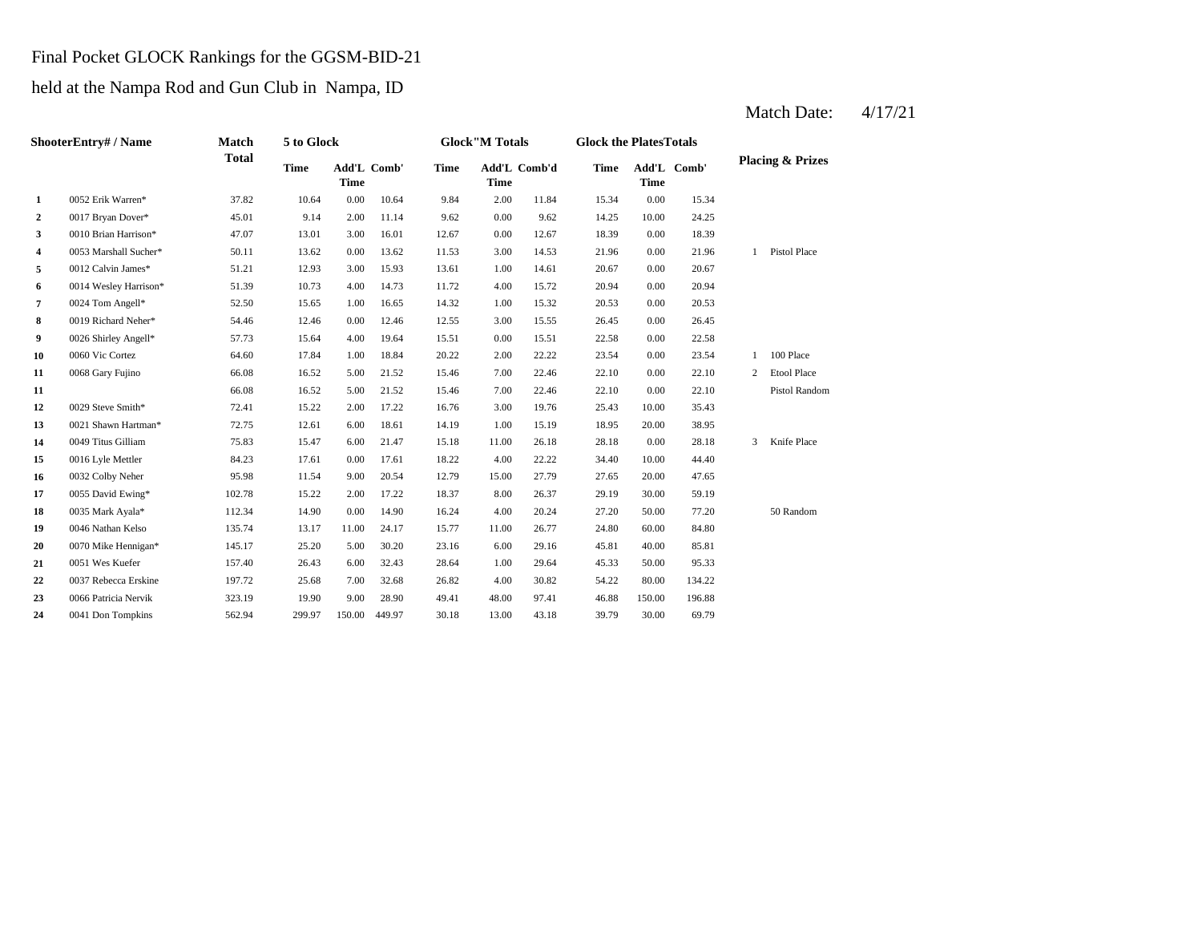Final Pocket GLOCK Rankings for the GGSM-BID-21

held at the Nampa Rod and Gun Club in Nampa, ID

Match Date: 4/17/21

| | ShooterEntry# / Name | Match Total | 5 to Glock | | | Glock"M Totals | | | Glock the PlatesTotals | | | Placing & Prizes | |
|---|---|---|---|---|---|---|---|---|---|---|---|---|---|
| | | | Time | Add'L Time | Comb' | Time | Add'L Time | Comb'd | Time | Add'L Time | Comb' | | |
| 1 | 0052 Erik Warren* | 37.82 | 10.64 | 0.00 | 10.64 | 9.84 | 2.00 | 11.84 | 15.34 | 0.00 | 15.34 | | |
| 2 | 0017 Bryan Dover* | 45.01 | 9.14 | 2.00 | 11.14 | 9.62 | 0.00 | 9.62 | 14.25 | 10.00 | 24.25 | | |
| 3 | 0010 Brian Harrison* | 47.07 | 13.01 | 3.00 | 16.01 | 12.67 | 0.00 | 12.67 | 18.39 | 0.00 | 18.39 | | |
| 4 | 0053 Marshall Sucher* | 50.11 | 13.62 | 0.00 | 13.62 | 11.53 | 3.00 | 14.53 | 21.96 | 0.00 | 21.96 | 1 | Pistol Place |
| 5 | 0012 Calvin James* | 51.21 | 12.93 | 3.00 | 15.93 | 13.61 | 1.00 | 14.61 | 20.67 | 0.00 | 20.67 | | |
| 6 | 0014 Wesley Harrison* | 51.39 | 10.73 | 4.00 | 14.73 | 11.72 | 4.00 | 15.72 | 20.94 | 0.00 | 20.94 | | |
| 7 | 0024 Tom Angell* | 52.50 | 15.65 | 1.00 | 16.65 | 14.32 | 1.00 | 15.32 | 20.53 | 0.00 | 20.53 | | |
| 8 | 0019 Richard Neher* | 54.46 | 12.46 | 0.00 | 12.46 | 12.55 | 3.00 | 15.55 | 26.45 | 0.00 | 26.45 | | |
| 9 | 0026 Shirley Angell* | 57.73 | 15.64 | 4.00 | 19.64 | 15.51 | 0.00 | 15.51 | 22.58 | 0.00 | 22.58 | | |
| 10 | 0060 Vic Cortez | 64.60 | 17.84 | 1.00 | 18.84 | 20.22 | 2.00 | 22.22 | 23.54 | 0.00 | 23.54 | 1 | 100 Place |
| 11 | 0068 Gary Fujino | 66.08 | 16.52 | 5.00 | 21.52 | 15.46 | 7.00 | 22.46 | 22.10 | 0.00 | 22.10 | 2 | Etool Place |
| 11 | | 66.08 | 16.52 | 5.00 | 21.52 | 15.46 | 7.00 | 22.46 | 22.10 | 0.00 | 22.10 | | Pistol Random |
| 12 | 0029 Steve Smith* | 72.41 | 15.22 | 2.00 | 17.22 | 16.76 | 3.00 | 19.76 | 25.43 | 10.00 | 35.43 | | |
| 13 | 0021 Shawn Hartman* | 72.75 | 12.61 | 6.00 | 18.61 | 14.19 | 1.00 | 15.19 | 18.95 | 20.00 | 38.95 | | |
| 14 | 0049 Titus Gilliam | 75.83 | 15.47 | 6.00 | 21.47 | 15.18 | 11.00 | 26.18 | 28.18 | 0.00 | 28.18 | 3 | Knife Place |
| 15 | 0016 Lyle Mettler | 84.23 | 17.61 | 0.00 | 17.61 | 18.22 | 4.00 | 22.22 | 34.40 | 10.00 | 44.40 | | |
| 16 | 0032 Colby Neher | 95.98 | 11.54 | 9.00 | 20.54 | 12.79 | 15.00 | 27.79 | 27.65 | 20.00 | 47.65 | | |
| 17 | 0055 David Ewing* | 102.78 | 15.22 | 2.00 | 17.22 | 18.37 | 8.00 | 26.37 | 29.19 | 30.00 | 59.19 | | |
| 18 | 0035 Mark Ayala* | 112.34 | 14.90 | 0.00 | 14.90 | 16.24 | 4.00 | 20.24 | 27.20 | 50.00 | 77.20 | | 50 Random |
| 19 | 0046 Nathan Kelso | 135.74 | 13.17 | 11.00 | 24.17 | 15.77 | 11.00 | 26.77 | 24.80 | 60.00 | 84.80 | | |
| 20 | 0070 Mike Hennigan* | 145.17 | 25.20 | 5.00 | 30.20 | 23.16 | 6.00 | 29.16 | 45.81 | 40.00 | 85.81 | | |
| 21 | 0051 Wes Kuefer | 157.40 | 26.43 | 6.00 | 32.43 | 28.64 | 1.00 | 29.64 | 45.33 | 50.00 | 95.33 | | |
| 22 | 0037 Rebecca Erskine | 197.72 | 25.68 | 7.00 | 32.68 | 26.82 | 4.00 | 30.82 | 54.22 | 80.00 | 134.22 | | |
| 23 | 0066 Patricia Nervik | 323.19 | 19.90 | 9.00 | 28.90 | 49.41 | 48.00 | 97.41 | 46.88 | 150.00 | 196.88 | | |
| 24 | 0041 Don Tompkins | 562.94 | 299.97 | 150.00 | 449.97 | 30.18 | 13.00 | 43.18 | 39.79 | 30.00 | 69.79 | | |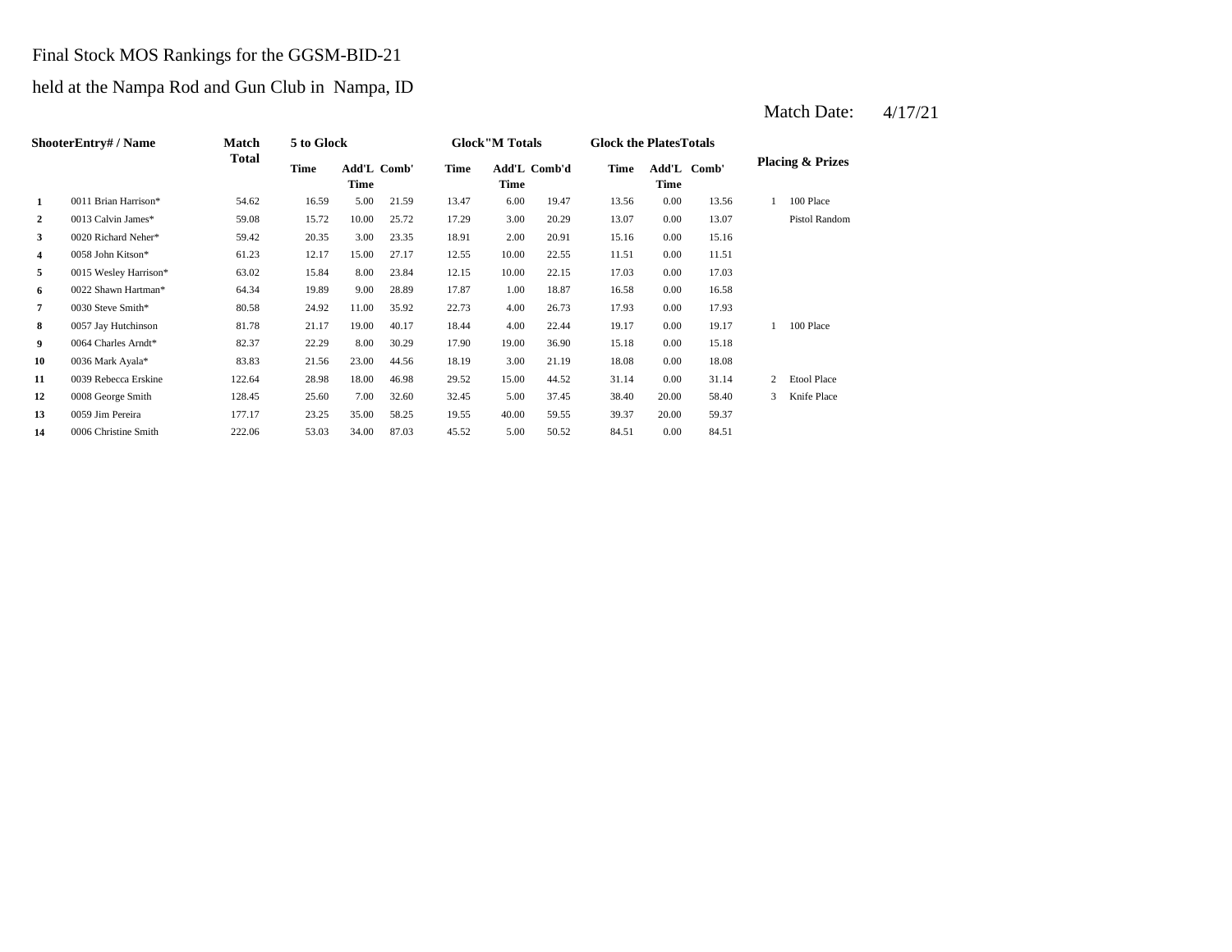Final Stock MOS Rankings for the GGSM-BID-21

held at the Nampa Rod and Gun Club in Nampa, ID

Match Date: 4/17/21

| | ShooterEntry# / Name | Match Total | 5 to Glock | | | Glock"M Totals | | | Glock the PlatesTotals | | | Placing & Prizes | |
|---|---|---|---|---|---|---|---|---|---|---|---|---|---|
| | | | Time | Add'L Time | Comb' | Time | Add'L Time | Comb'd | Time | Add'L Time | Comb' | | |
| 1 | 0011 Brian Harrison* | 54.62 | 16.59 | 5.00 | 21.59 | 13.47 | 6.00 | 19.47 | 13.56 | 0.00 | 13.56 | 1 | 100 Place |
| 2 | 0013 Calvin James* | 59.08 | 15.72 | 10.00 | 25.72 | 17.29 | 3.00 | 20.29 | 13.07 | 0.00 | 13.07 | | Pistol Random |
| 3 | 0020 Richard Neher* | 59.42 | 20.35 | 3.00 | 23.35 | 18.91 | 2.00 | 20.91 | 15.16 | 0.00 | 15.16 | | |
| 4 | 0058 John Kitson* | 61.23 | 12.17 | 15.00 | 27.17 | 12.55 | 10.00 | 22.55 | 11.51 | 0.00 | 11.51 | | |
| 5 | 0015 Wesley Harrison* | 63.02 | 15.84 | 8.00 | 23.84 | 12.15 | 10.00 | 22.15 | 17.03 | 0.00 | 17.03 | | |
| 6 | 0022 Shawn Hartman* | 64.34 | 19.89 | 9.00 | 28.89 | 17.87 | 1.00 | 18.87 | 16.58 | 0.00 | 16.58 | | |
| 7 | 0030 Steve Smith* | 80.58 | 24.92 | 11.00 | 35.92 | 22.73 | 4.00 | 26.73 | 17.93 | 0.00 | 17.93 | | |
| 8 | 0057 Jay Hutchinson | 81.78 | 21.17 | 19.00 | 40.17 | 18.44 | 4.00 | 22.44 | 19.17 | 0.00 | 19.17 | 1 | 100 Place |
| 9 | 0064 Charles Arndt* | 82.37 | 22.29 | 8.00 | 30.29 | 17.90 | 19.00 | 36.90 | 15.18 | 0.00 | 15.18 | | |
| 10 | 0036 Mark Ayala* | 83.83 | 21.56 | 23.00 | 44.56 | 18.19 | 3.00 | 21.19 | 18.08 | 0.00 | 18.08 | | |
| 11 | 0039 Rebecca Erskine | 122.64 | 28.98 | 18.00 | 46.98 | 29.52 | 15.00 | 44.52 | 31.14 | 0.00 | 31.14 | 2 | Etool Place |
| 12 | 0008 George Smith | 128.45 | 25.60 | 7.00 | 32.60 | 32.45 | 5.00 | 37.45 | 38.40 | 20.00 | 58.40 | 3 | Knife Place |
| 13 | 0059 Jim Pereira | 177.17 | 23.25 | 35.00 | 58.25 | 19.55 | 40.00 | 59.55 | 39.37 | 20.00 | 59.37 | | |
| 14 | 0006 Christine Smith | 222.06 | 53.03 | 34.00 | 87.03 | 45.52 | 5.00 | 50.52 | 84.51 | 0.00 | 84.51 | | |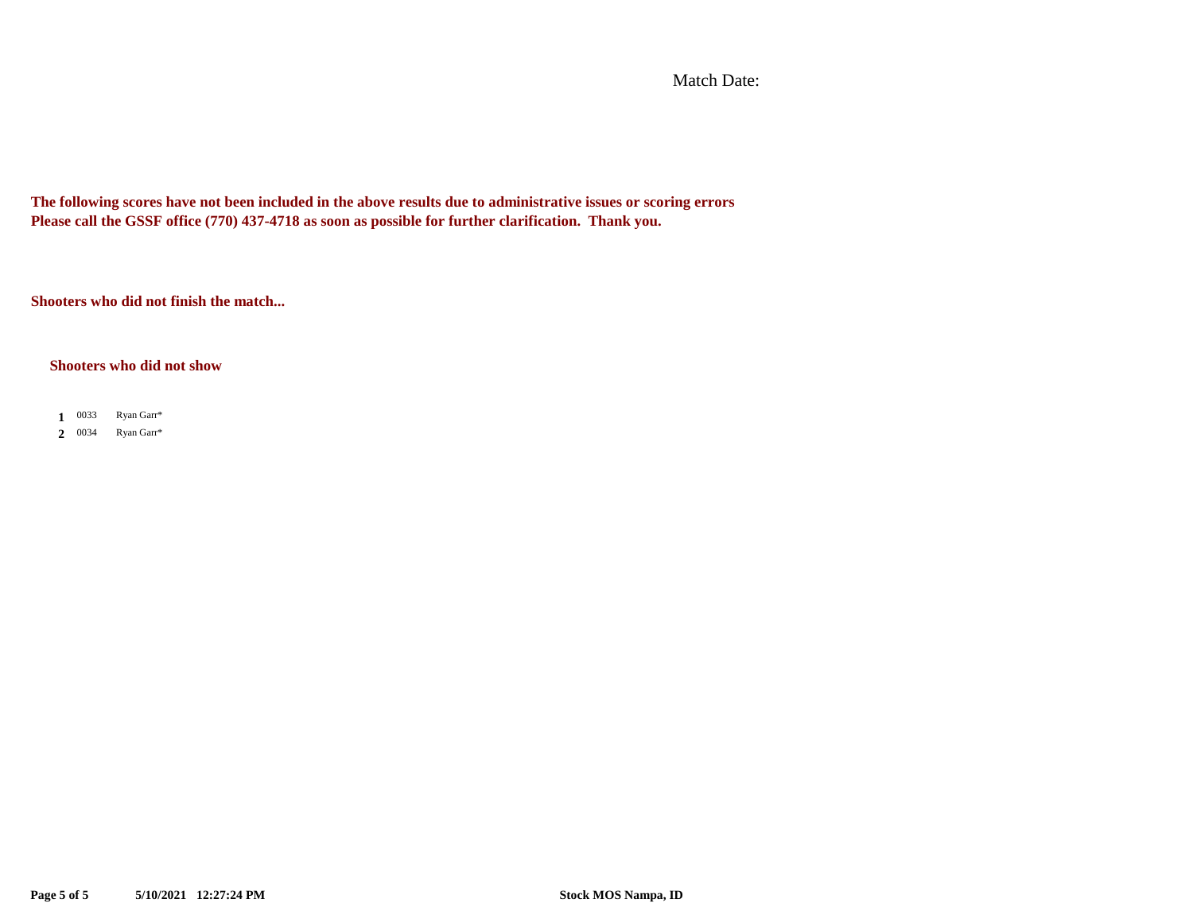Match Date:

**The following scores have not been included in the above results due to administrative issues or scoring errors**
**Please call the GSSF office (770) 437-4718 as soon as possible for further clarification. Thank you.**

**Shooters who did not finish the match...**

**Shooters who did not show**

| | | |
|---|---|---|
| **1** | 0033 | Ryan Garr* |
| **2** | 0034 | Ryan Garr* |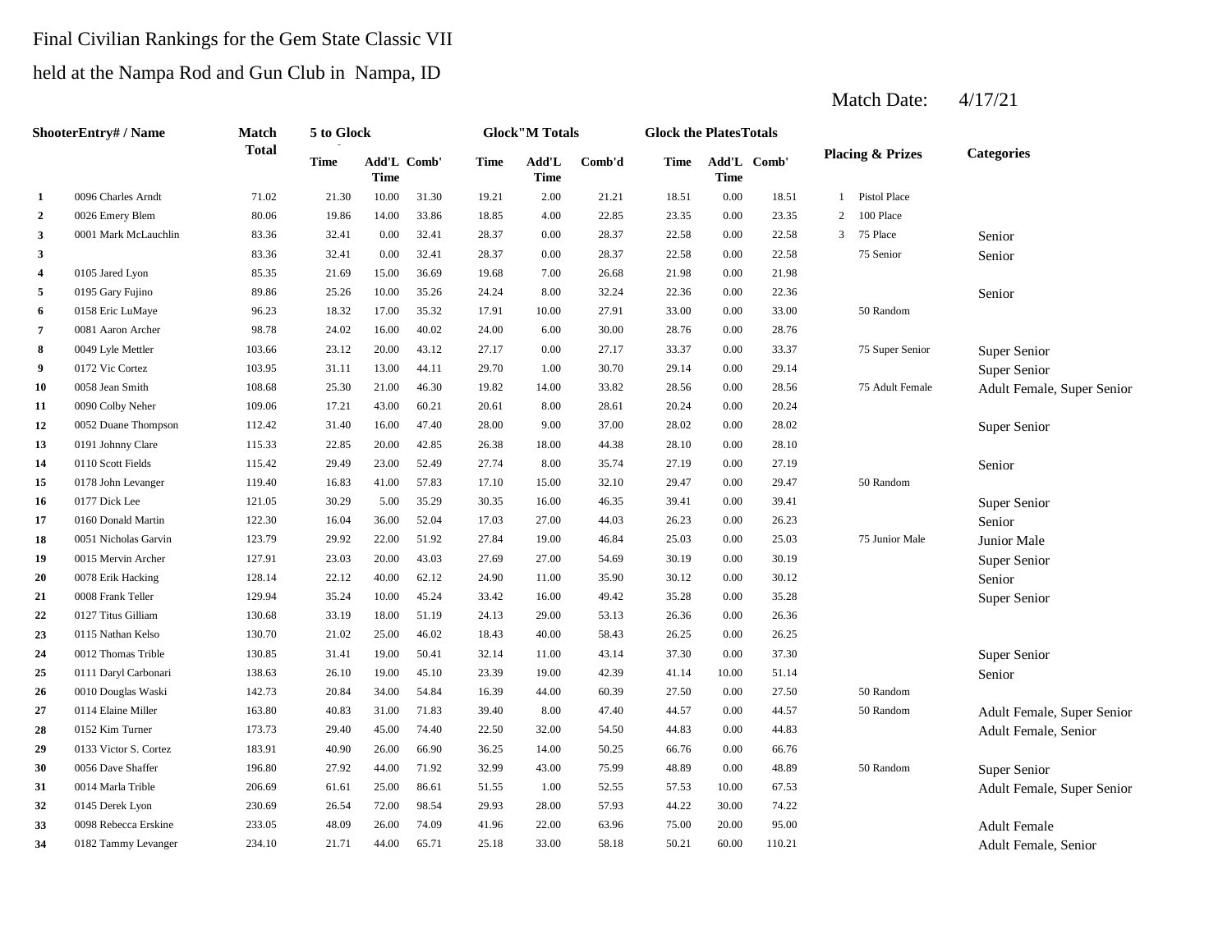Final Civilian Rankings for the Gem State Classic VII

held at the Nampa Rod and Gun Club in Nampa, ID

Match Date: 4/17/21

| | ShooterEntry# / Name | Match Total | 5 to Glock | | | Glock"M Totals | | | Glock the PlatesTotals | | | Placing & Prizes | | Categories |
|---|---|---|---|---|---|---|---|---|---|---|---|---|---|---|
| | | | Time | Add'L Time | Comb' | Time | Add'L Time | Comb'd | Time | Add'L Time | Comb' | | | |
| **1** | 0096 Charles Arndt | 71.02 | 21.30 | 10.00 | 31.30 | 19.21 | 2.00 | 21.21 | 18.51 | 0.00 | 18.51 | 1 | Pistol Place | |
| **2** | 0026 Emery Blem | 80.06 | 19.86 | 14.00 | 33.86 | 18.85 | 4.00 | 22.85 | 23.35 | 0.00 | 23.35 | 2 | 100 Place | |
| **3** | 0001 Mark McLauchlin | 83.36 | 32.41 | 0.00 | 32.41 | 28.37 | 0.00 | 28.37 | 22.58 | 0.00 | 22.58 | 3 | 75 Place | Senior |
| **3** | | 83.36 | 32.41 | 0.00 | 32.41 | 28.37 | 0.00 | 28.37 | 22.58 | 0.00 | 22.58 | | 75 Senior | Senior |
| **4** | 0105 Jared Lyon | 85.35 | 21.69 | 15.00 | 36.69 | 19.68 | 7.00 | 26.68 | 21.98 | 0.00 | 21.98 | | | |
| **5** | 0195 Gary Fujino | 89.86 | 25.26 | 10.00 | 35.26 | 24.24 | 8.00 | 32.24 | 22.36 | 0.00 | 22.36 | | | Senior |
| **6** | 0158 Eric LuMaye | 96.23 | 18.32 | 17.00 | 35.32 | 17.91 | 10.00 | 27.91 | 33.00 | 0.00 | 33.00 | | 50 Random | |
| **7** | 0081 Aaron Archer | 98.78 | 24.02 | 16.00 | 40.02 | 24.00 | 6.00 | 30.00 | 28.76 | 0.00 | 28.76 | | | |
| **8** | 0049 Lyle Mettler | 103.66 | 23.12 | 20.00 | 43.12 | 27.17 | 0.00 | 27.17 | 33.37 | 0.00 | 33.37 | | 75 Super Senior | Super Senior |
| **9** | 0172 Vic Cortez | 103.95 | 31.11 | 13.00 | 44.11 | 29.70 | 1.00 | 30.70 | 29.14 | 0.00 | 29.14 | | | Super Senior |
| **10** | 0058 Jean Smith | 108.68 | 25.30 | 21.00 | 46.30 | 19.82 | 14.00 | 33.82 | 28.56 | 0.00 | 28.56 | | 75 Adult Female | Adult Female, Super Senior |
| **11** | 0090 Colby Neher | 109.06 | 17.21 | 43.00 | 60.21 | 20.61 | 8.00 | 28.61 | 20.24 | 0.00 | 20.24 | | | |
| **12** | 0052 Duane Thompson | 112.42 | 31.40 | 16.00 | 47.40 | 28.00 | 9.00 | 37.00 | 28.02 | 0.00 | 28.02 | | | Super Senior |
| **13** | 0191 Johnny Clare | 115.33 | 22.85 | 20.00 | 42.85 | 26.38 | 18.00 | 44.38 | 28.10 | 0.00 | 28.10 | | | |
| **14** | 0110 Scott Fields | 115.42 | 29.49 | 23.00 | 52.49 | 27.74 | 8.00 | 35.74 | 27.19 | 0.00 | 27.19 | | | Senior |
| **15** | 0178 John Levanger | 119.40 | 16.83 | 41.00 | 57.83 | 17.10 | 15.00 | 32.10 | 29.47 | 0.00 | 29.47 | | 50 Random | |
| **16** | 0177 Dick Lee | 121.05 | 30.29 | 5.00 | 35.29 | 30.35 | 16.00 | 46.35 | 39.41 | 0.00 | 39.41 | | | Super Senior |
| **17** | 0160 Donald Martin | 122.30 | 16.04 | 36.00 | 52.04 | 17.03 | 27.00 | 44.03 | 26.23 | 0.00 | 26.23 | | | Senior |
| **18** | 0051 Nicholas Garvin | 123.79 | 29.92 | 22.00 | 51.92 | 27.84 | 19.00 | 46.84 | 25.03 | 0.00 | 25.03 | | 75 Junior Male | Junior Male |
| **19** | 0015 Mervin Archer | 127.91 | 23.03 | 20.00 | 43.03 | 27.69 | 27.00 | 54.69 | 30.19 | 0.00 | 30.19 | | | Super Senior |
| **20** | 0078 Erik Hacking | 128.14 | 22.12 | 40.00 | 62.12 | 24.90 | 11.00 | 35.90 | 30.12 | 0.00 | 30.12 | | | Senior |
| **21** | 0008 Frank Teller | 129.94 | 35.24 | 10.00 | 45.24 | 33.42 | 16.00 | 49.42 | 35.28 | 0.00 | 35.28 | | | Super Senior |
| **22** | 0127 Titus Gilliam | 130.68 | 33.19 | 18.00 | 51.19 | 24.13 | 29.00 | 53.13 | 26.36 | 0.00 | 26.36 | | | |
| **23** | 0115 Nathan Kelso | 130.70 | 21.02 | 25.00 | 46.02 | 18.43 | 40.00 | 58.43 | 26.25 | 0.00 | 26.25 | | | |
| **24** | 0012 Thomas Trible | 130.85 | 31.41 | 19.00 | 50.41 | 32.14 | 11.00 | 43.14 | 37.30 | 0.00 | 37.30 | | | Super Senior |
| **25** | 0111 Daryl Carbonari | 138.63 | 26.10 | 19.00 | 45.10 | 23.39 | 19.00 | 42.39 | 41.14 | 10.00 | 51.14 | | | Senior |
| **26** | 0010 Douglas Waski | 142.73 | 20.84 | 34.00 | 54.84 | 16.39 | 44.00 | 60.39 | 27.50 | 0.00 | 27.50 | | 50 Random | |
| **27** | 0114 Elaine Miller | 163.80 | 40.83 | 31.00 | 71.83 | 39.40 | 8.00 | 47.40 | 44.57 | 0.00 | 44.57 | | 50 Random | Adult Female, Super Senior |
| **28** | 0152 Kim Turner | 173.73 | 29.40 | 45.00 | 74.40 | 22.50 | 32.00 | 54.50 | 44.83 | 0.00 | 44.83 | | | Adult Female, Senior |
| **29** | 0133 Victor S. Cortez | 183.91 | 40.90 | 26.00 | 66.90 | 36.25 | 14.00 | 50.25 | 66.76 | 0.00 | 66.76 | | | |
| **30** | 0056 Dave Shaffer | 196.80 | 27.92 | 44.00 | 71.92 | 32.99 | 43.00 | 75.99 | 48.89 | 0.00 | 48.89 | | 50 Random | Super Senior |
| **31** | 0014 Marla Trible | 206.69 | 61.61 | 25.00 | 86.61 | 51.55 | 1.00 | 52.55 | 57.53 | 10.00 | 67.53 | | | Adult Female, Super Senior |
| **32** | 0145 Derek Lyon | 230.69 | 26.54 | 72.00 | 98.54 | 29.93 | 28.00 | 57.93 | 44.22 | 30.00 | 74.22 | | | |
| **33** | 0098 Rebecca Erskine | 233.05 | 48.09 | 26.00 | 74.09 | 41.96 | 22.00 | 63.96 | 75.00 | 20.00 | 95.00 | | | Adult Female |
| **34** | 0182 Tammy Levanger | 234.10 | 21.71 | 44.00 | 65.71 | 25.18 | 33.00 | 58.18 | 50.21 | 60.00 | 110.21 | | | Adult Female, Senior |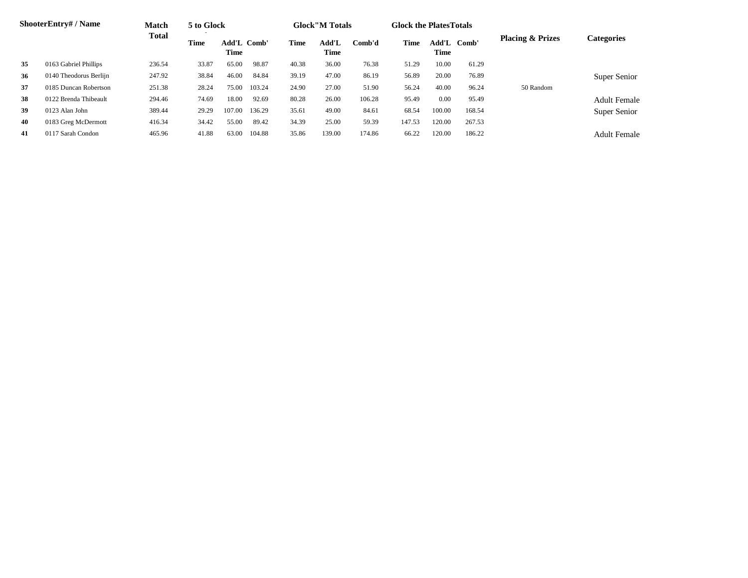| Shooter | Entry# / Name | Match Total | 5 to Glock | | | Glock"M Totals | | | Glock the Plates Totals | | | Placing & Prizes | Categories |
|---|---|---|---|---|---|---|---|---|---|---|---|---|---|
| | | | Time | Add'L Time | Comb' | Time | Add'L Time | Comb'd | Time | Add'L Time | Comb' | | |
| **35** | 0163 Gabriel Phillips | 236.54 | 33.87 | 65.00 | 98.87 | 40.38 | 36.00 | 76.38 | 51.29 | 10.00 | 61.29 | | |
| **36** | 0140 Theodorus Berlijn | 247.92 | 38.84 | 46.00 | 84.84 | 39.19 | 47.00 | 86.19 | 56.89 | 20.00 | 76.89 | | Super Senior |
| **37** | 0185 Duncan Robertson | 251.38 | 28.24 | 75.00 | 103.24 | 24.90 | 27.00 | 51.90 | 56.24 | 40.00 | 96.24 | 50 Random | |
| **38** | 0122 Brenda Thibeault | 294.46 | 74.69 | 18.00 | 92.69 | 80.28 | 26.00 | 106.28 | 95.49 | 0.00 | 95.49 | | Adult Female |
| **39** | 0123 Alan John | 389.44 | 29.29 | 107.00 | 136.29 | 35.61 | 49.00 | 84.61 | 68.54 | 100.00 | 168.54 | | Super Senior |
| **40** | 0183 Greg McDermott | 416.34 | 34.42 | 55.00 | 89.42 | 34.39 | 25.00 | 59.39 | 147.53 | 120.00 | 267.53 | | |
| **41** | 0117 Sarah Condon | 465.96 | 41.88 | 63.00 | 104.88 | 35.86 | 139.00 | 174.86 | 66.22 | 120.00 | 186.22 | | Adult Female |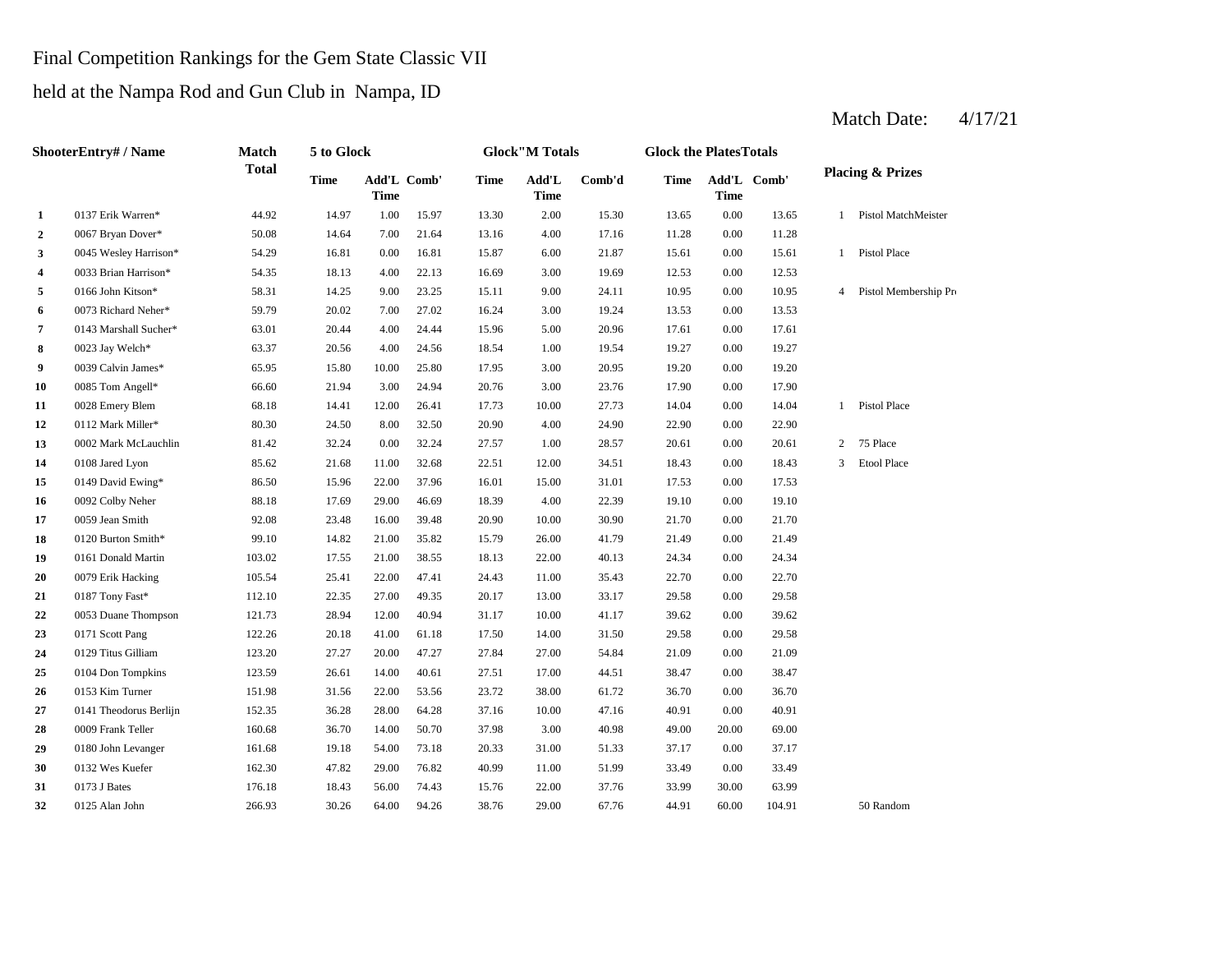Final Competition Rankings for the Gem State Classic VII

held at the Nampa Rod and Gun Club in Nampa, ID

Match Date: 4/17/21

| | ShooterEntry# / Name | Match Total | 5 to Glock | | | Glock"M Totals | | | Glock the PlatesTotals | | | Placing & Prizes | |
|---|---|---|---|---|---|---|---|---|---|---|---|---|---|
| | | | Time | Add'L Time | Comb' | Time | Add'L Time | Comb'd | Time | Add'L Time | Comb' | | |
| **1** | 0137 Erik Warren* | 44.92 | 14.97 | 1.00 | 15.97 | 13.30 | 2.00 | 15.30 | 13.65 | 0.00 | 13.65 | 1 | Pistol MatchMeister |
| **2** | 0067 Bryan Dover* | 50.08 | 14.64 | 7.00 | 21.64 | 13.16 | 4.00 | 17.16 | 11.28 | 0.00 | 11.28 | | |
| **3** | 0045 Wesley Harrison* | 54.29 | 16.81 | 0.00 | 16.81 | 15.87 | 6.00 | 21.87 | 15.61 | 0.00 | 15.61 | 1 | Pistol Place |
| **4** | 0033 Brian Harrison* | 54.35 | 18.13 | 4.00 | 22.13 | 16.69 | 3.00 | 19.69 | 12.53 | 0.00 | 12.53 | | |
| **5** | 0166 John Kitson* | 58.31 | 14.25 | 9.00 | 23.25 | 15.11 | 9.00 | 24.11 | 10.95 | 0.00 | 10.95 | 4 | Pistol Membership Pr |
| **6** | 0073 Richard Neher* | 59.79 | 20.02 | 7.00 | 27.02 | 16.24 | 3.00 | 19.24 | 13.53 | 0.00 | 13.53 | | |
| **7** | 0143 Marshall Sucher* | 63.01 | 20.44 | 4.00 | 24.44 | 15.96 | 5.00 | 20.96 | 17.61 | 0.00 | 17.61 | | |
| **8** | 0023 Jay Welch* | 63.37 | 20.56 | 4.00 | 24.56 | 18.54 | 1.00 | 19.54 | 19.27 | 0.00 | 19.27 | | |
| **9** | 0039 Calvin James* | 65.95 | 15.80 | 10.00 | 25.80 | 17.95 | 3.00 | 20.95 | 19.20 | 0.00 | 19.20 | | |
| **10** | 0085 Tom Angell* | 66.60 | 21.94 | 3.00 | 24.94 | 20.76 | 3.00 | 23.76 | 17.90 | 0.00 | 17.90 | | |
| **11** | 0028 Emery Blem | 68.18 | 14.41 | 12.00 | 26.41 | 17.73 | 10.00 | 27.73 | 14.04 | 0.00 | 14.04 | 1 | Pistol Place |
| **12** | 0112 Mark Miller* | 80.30 | 24.50 | 8.00 | 32.50 | 20.90 | 4.00 | 24.90 | 22.90 | 0.00 | 22.90 | | |
| **13** | 0002 Mark McLauchlin | 81.42 | 32.24 | 0.00 | 32.24 | 27.57 | 1.00 | 28.57 | 20.61 | 0.00 | 20.61 | 2 | 75 Place |
| **14** | 0108 Jared Lyon | 85.62 | 21.68 | 11.00 | 32.68 | 22.51 | 12.00 | 34.51 | 18.43 | 0.00 | 18.43 | 3 | Etool Place |
| **15** | 0149 David Ewing* | 86.50 | 15.96 | 22.00 | 37.96 | 16.01 | 15.00 | 31.01 | 17.53 | 0.00 | 17.53 | | |
| **16** | 0092 Colby Neher | 88.18 | 17.69 | 29.00 | 46.69 | 18.39 | 4.00 | 22.39 | 19.10 | 0.00 | 19.10 | | |
| **17** | 0059 Jean Smith | 92.08 | 23.48 | 16.00 | 39.48 | 20.90 | 10.00 | 30.90 | 21.70 | 0.00 | 21.70 | | |
| **18** | 0120 Burton Smith* | 99.10 | 14.82 | 21.00 | 35.82 | 15.79 | 26.00 | 41.79 | 21.49 | 0.00 | 21.49 | | |
| **19** | 0161 Donald Martin | 103.02 | 17.55 | 21.00 | 38.55 | 18.13 | 22.00 | 40.13 | 24.34 | 0.00 | 24.34 | | |
| **20** | 0079 Erik Hacking | 105.54 | 25.41 | 22.00 | 47.41 | 24.43 | 11.00 | 35.43 | 22.70 | 0.00 | 22.70 | | |
| **21** | 0187 Tony Fast* | 112.10 | 22.35 | 27.00 | 49.35 | 20.17 | 13.00 | 33.17 | 29.58 | 0.00 | 29.58 | | |
| **22** | 0053 Duane Thompson | 121.73 | 28.94 | 12.00 | 40.94 | 31.17 | 10.00 | 41.17 | 39.62 | 0.00 | 39.62 | | |
| **23** | 0171 Scott Pang | 122.26 | 20.18 | 41.00 | 61.18 | 17.50 | 14.00 | 31.50 | 29.58 | 0.00 | 29.58 | | |
| **24** | 0129 Titus Gilliam | 123.20 | 27.27 | 20.00 | 47.27 | 27.84 | 27.00 | 54.84 | 21.09 | 0.00 | 21.09 | | |
| **25** | 0104 Don Tompkins | 123.59 | 26.61 | 14.00 | 40.61 | 27.51 | 17.00 | 44.51 | 38.47 | 0.00 | 38.47 | | |
| **26** | 0153 Kim Turner | 151.98 | 31.56 | 22.00 | 53.56 | 23.72 | 38.00 | 61.72 | 36.70 | 0.00 | 36.70 | | |
| **27** | 0141 Theodorus Berlijn | 152.35 | 36.28 | 28.00 | 64.28 | 37.16 | 10.00 | 47.16 | 40.91 | 0.00 | 40.91 | | |
| **28** | 0009 Frank Teller | 160.68 | 36.70 | 14.00 | 50.70 | 37.98 | 3.00 | 40.98 | 49.00 | 20.00 | 69.00 | | |
| **29** | 0180 John Levanger | 161.68 | 19.18 | 54.00 | 73.18 | 20.33 | 31.00 | 51.33 | 37.17 | 0.00 | 37.17 | | |
| **30** | 0132 Wes Kuefer | 162.30 | 47.82 | 29.00 | 76.82 | 40.99 | 11.00 | 51.99 | 33.49 | 0.00 | 33.49 | | |
| **31** | 0173 J Bates | 176.18 | 18.43 | 56.00 | 74.43 | 15.76 | 22.00 | 37.76 | 33.99 | 30.00 | 63.99 | | |
| **32** | 0125 Alan John | 266.93 | 30.26 | 64.00 | 94.26 | 38.76 | 29.00 | 67.76 | 44.91 | 60.00 | 104.91 | | 50 Random |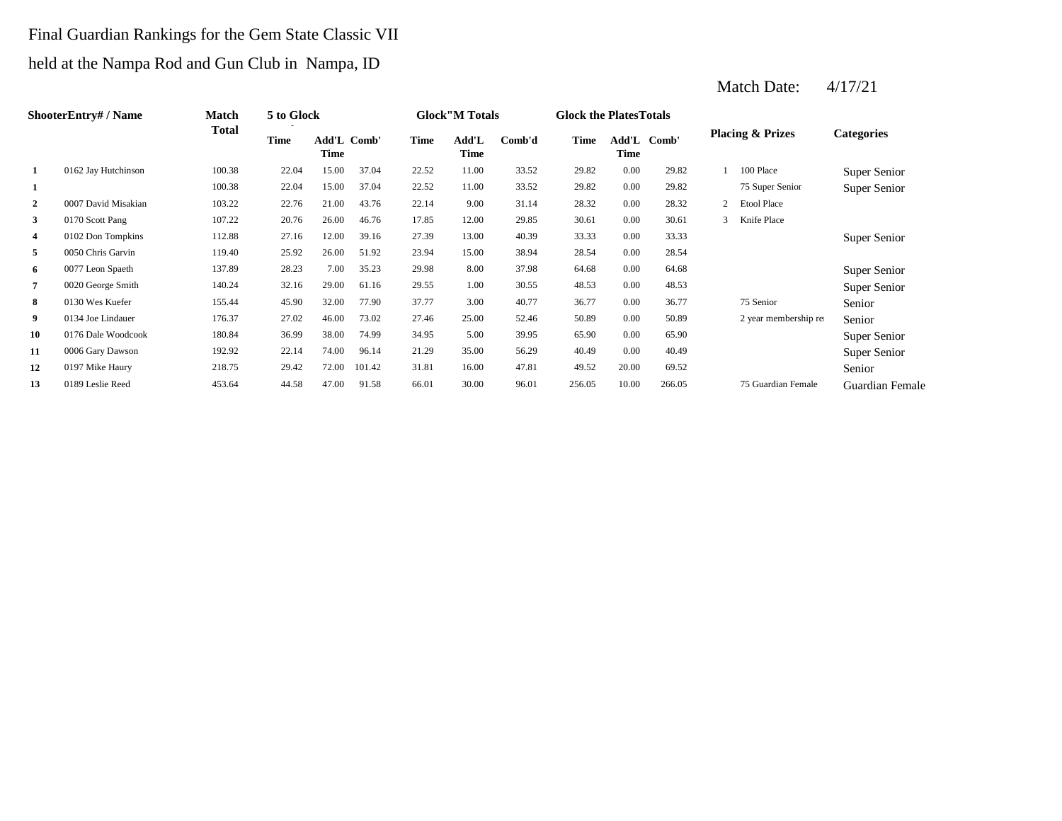Final Guardian Rankings for the Gem State Classic VII

held at the Nampa Rod and Gun Club in Nampa, ID

Match Date: 4/17/21

| Shooter | Entry# / Name | Match Total | 5 to Glock | | | Glock"M Totals | | | Glock the Plates Totals | | | Placing & Prizes | | Categories |
|---|---|---|---|---|---|---|---|---|---|---|---|---|---|---|
| | | | Time | Add'L Time | Comb' | Time | Add'L Time | Comb'd | Time | Add'L Time | Comb' | | | |
| **1** | 0162 Jay Hutchinson | 100.38 | 22.04 | 15.00 | 37.04 | 22.52 | 11.00 | 33.52 | 29.82 | 0.00 | 29.82 | 1 | 100 Place | Super Senior |
| **1** | | 100.38 | 22.04 | 15.00 | 37.04 | 22.52 | 11.00 | 33.52 | 29.82 | 0.00 | 29.82 | | 75 Super Senior | Super Senior |
| **2** | 0007 David Misakian | 103.22 | 22.76 | 21.00 | 43.76 | 22.14 | 9.00 | 31.14 | 28.32 | 0.00 | 28.32 | 2 | Etool Place | |
| **3** | 0170 Scott Pang | 107.22 | 20.76 | 26.00 | 46.76 | 17.85 | 12.00 | 29.85 | 30.61 | 0.00 | 30.61 | 3 | Knife Place | |
| **4** | 0102 Don Tompkins | 112.88 | 27.16 | 12.00 | 39.16 | 27.39 | 13.00 | 40.39 | 33.33 | 0.00 | 33.33 | | | Super Senior |
| **5** | 0050 Chris Garvin | 119.40 | 25.92 | 26.00 | 51.92 | 23.94 | 15.00 | 38.94 | 28.54 | 0.00 | 28.54 | | | |
| **6** | 0077 Leon Spaeth | 137.89 | 28.23 | 7.00 | 35.23 | 29.98 | 8.00 | 37.98 | 64.68 | 0.00 | 64.68 | | | Super Senior |
| **7** | 0020 George Smith | 140.24 | 32.16 | 29.00 | 61.16 | 29.55 | 1.00 | 30.55 | 48.53 | 0.00 | 48.53 | | | Super Senior |
| **8** | 0130 Wes Kuefer | 155.44 | 45.90 | 32.00 | 77.90 | 37.77 | 3.00 | 40.77 | 36.77 | 0.00 | 36.77 | | 75 Senior | Senior |
| **9** | 0134 Joe Lindauer | 176.37 | 27.02 | 46.00 | 73.02 | 27.46 | 25.00 | 52.46 | 50.89 | 0.00 | 50.89 | | 2 year membership re | Senior |
| **10** | 0176 Dale Woodcook | 180.84 | 36.99 | 38.00 | 74.99 | 34.95 | 5.00 | 39.95 | 65.90 | 0.00 | 65.90 | | | Super Senior |
| **11** | 0006 Gary Dawson | 192.92 | 22.14 | 74.00 | 96.14 | 21.29 | 35.00 | 56.29 | 40.49 | 0.00 | 40.49 | | | Super Senior |
| **12** | 0197 Mike Haury | 218.75 | 29.42 | 72.00 | 101.42 | 31.81 | 16.00 | 47.81 | 49.52 | 20.00 | 69.52 | | | Senior |
| **13** | 0189 Leslie Reed | 453.64 | 44.58 | 47.00 | 91.58 | 66.01 | 30.00 | 96.01 | 256.05 | 10.00 | 266.05 | | 75 Guardian Female | Guardian Female |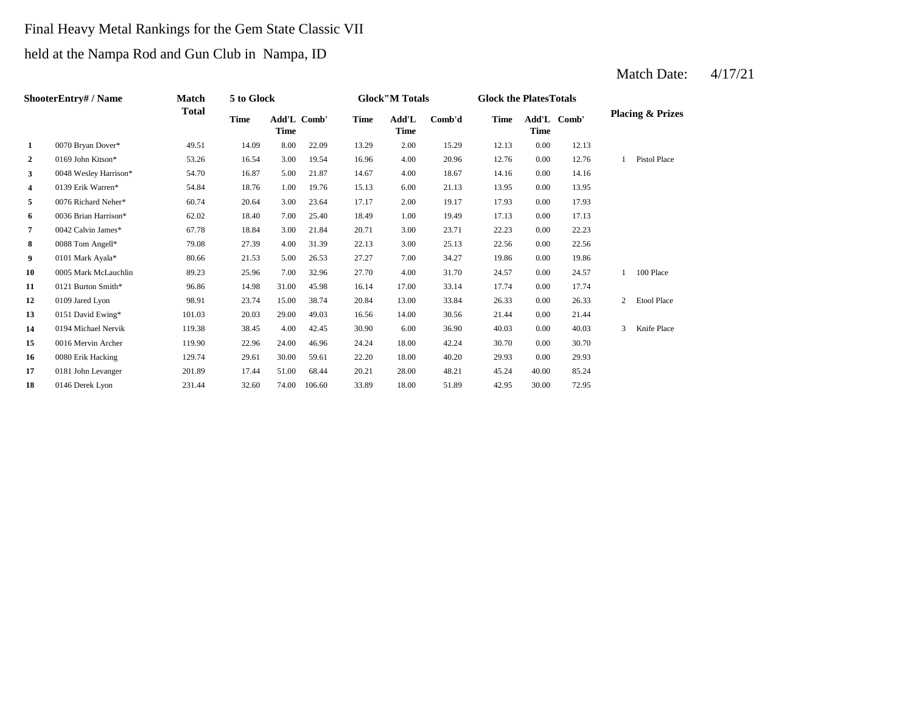Final Heavy Metal Rankings for the Gem State Classic VII

held at the Nampa Rod and Gun Club in Nampa, ID

Match Date: 4/17/21

| Shooter | Entry# / Name | Match Total | 5 to Glock | | | Glock"M Totals | | | Glock the Plates Totals | | | Placing & Prizes |
|---|---|---|---|---|---|---|---|---|---|---|---|---|
| | | | Time | Add'L Time | Comb' | Time | Add'L Time | Comb'd | Time | Add'L Time | Comb' | |
| 1 | 0070 Bryan Dover* | 49.51 | 14.09 | 8.00 | 22.09 | 13.29 | 2.00 | 15.29 | 12.13 | 0.00 | 12.13 | |
| 2 | 0169 John Kitson* | 53.26 | 16.54 | 3.00 | 19.54 | 16.96 | 4.00 | 20.96 | 12.76 | 0.00 | 12.76 | 1 Pistol Place |
| 3 | 0048 Wesley Harrison* | 54.70 | 16.87 | 5.00 | 21.87 | 14.67 | 4.00 | 18.67 | 14.16 | 0.00 | 14.16 | |
| 4 | 0139 Erik Warren* | 54.84 | 18.76 | 1.00 | 19.76 | 15.13 | 6.00 | 21.13 | 13.95 | 0.00 | 13.95 | |
| 5 | 0076 Richard Neher* | 60.74 | 20.64 | 3.00 | 23.64 | 17.17 | 2.00 | 19.17 | 17.93 | 0.00 | 17.93 | |
| 6 | 0036 Brian Harrison* | 62.02 | 18.40 | 7.00 | 25.40 | 18.49 | 1.00 | 19.49 | 17.13 | 0.00 | 17.13 | |
| 7 | 0042 Calvin James* | 67.78 | 18.84 | 3.00 | 21.84 | 20.71 | 3.00 | 23.71 | 22.23 | 0.00 | 22.23 | |
| 8 | 0088 Tom Angell* | 79.08 | 27.39 | 4.00 | 31.39 | 22.13 | 3.00 | 25.13 | 22.56 | 0.00 | 22.56 | |
| 9 | 0101 Mark Ayala* | 80.66 | 21.53 | 5.00 | 26.53 | 27.27 | 7.00 | 34.27 | 19.86 | 0.00 | 19.86 | |
| 10 | 0005 Mark McLauchlin | 89.23 | 25.96 | 7.00 | 32.96 | 27.70 | 4.00 | 31.70 | 24.57 | 0.00 | 24.57 | 1 100 Place |
| 11 | 0121 Burton Smith* | 96.86 | 14.98 | 31.00 | 45.98 | 16.14 | 17.00 | 33.14 | 17.74 | 0.00 | 17.74 | |
| 12 | 0109 Jared Lyon | 98.91 | 23.74 | 15.00 | 38.74 | 20.84 | 13.00 | 33.84 | 26.33 | 0.00 | 26.33 | 2 Etool Place |
| 13 | 0151 David Ewing* | 101.03 | 20.03 | 29.00 | 49.03 | 16.56 | 14.00 | 30.56 | 21.44 | 0.00 | 21.44 | |
| 14 | 0194 Michael Nervik | 119.38 | 38.45 | 4.00 | 42.45 | 30.90 | 6.00 | 36.90 | 40.03 | 0.00 | 40.03 | 3 Knife Place |
| 15 | 0016 Mervin Archer | 119.90 | 22.96 | 24.00 | 46.96 | 24.24 | 18.00 | 42.24 | 30.70 | 0.00 | 30.70 | |
| 16 | 0080 Erik Hacking | 129.74 | 29.61 | 30.00 | 59.61 | 22.20 | 18.00 | 40.20 | 29.93 | 0.00 | 29.93 | |
| 17 | 0181 John Levanger | 201.89 | 17.44 | 51.00 | 68.44 | 20.21 | 28.00 | 48.21 | 45.24 | 40.00 | 85.24 | |
| 18 | 0146 Derek Lyon | 231.44 | 32.60 | 74.00 | 106.60 | 33.89 | 18.00 | 51.89 | 42.95 | 30.00 | 72.95 | |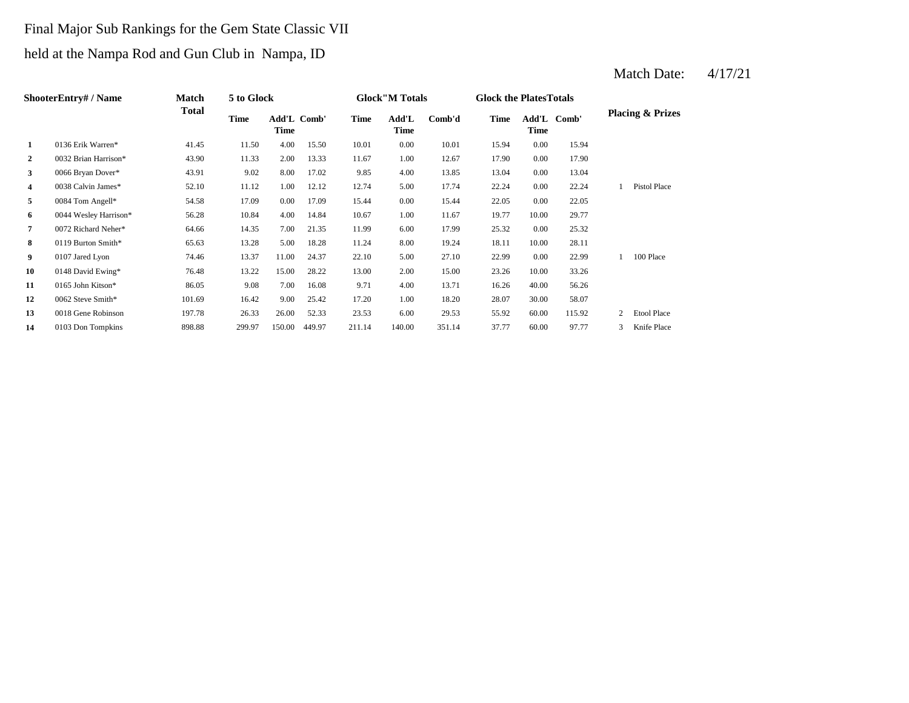Final Major Sub Rankings for the Gem State Classic VII

held at the Nampa Rod and Gun Club in Nampa, ID

Match Date: 4/17/21

| Shooter | Entry# / Name | Match Total | 5 to Glock | | | Glock"M Totals | | | Glock the Plates Totals | | | Placing & Prizes | |
|---|---|---|---|---|---|---|---|---|---|---|---|---|---|
| | | | Time | Add'L Time | Comb' | Time | Add'L Time | Comb'd | Time | Add'L Time | Comb' | | |
| 1 | 0136 Erik Warren* | 41.45 | 11.50 | 4.00 | 15.50 | 10.01 | 0.00 | 10.01 | 15.94 | 0.00 | 15.94 | | |
| 2 | 0032 Brian Harrison* | 43.90 | 11.33 | 2.00 | 13.33 | 11.67 | 1.00 | 12.67 | 17.90 | 0.00 | 17.90 | | |
| 3 | 0066 Bryan Dover* | 43.91 | 9.02 | 8.00 | 17.02 | 9.85 | 4.00 | 13.85 | 13.04 | 0.00 | 13.04 | | |
| 4 | 0038 Calvin James* | 52.10 | 11.12 | 1.00 | 12.12 | 12.74 | 5.00 | 17.74 | 22.24 | 0.00 | 22.24 | 1 | Pistol Place |
| 5 | 0084 Tom Angell* | 54.58 | 17.09 | 0.00 | 17.09 | 15.44 | 0.00 | 15.44 | 22.05 | 0.00 | 22.05 | | |
| 6 | 0044 Wesley Harrison* | 56.28 | 10.84 | 4.00 | 14.84 | 10.67 | 1.00 | 11.67 | 19.77 | 10.00 | 29.77 | | |
| 7 | 0072 Richard Neher* | 64.66 | 14.35 | 7.00 | 21.35 | 11.99 | 6.00 | 17.99 | 25.32 | 0.00 | 25.32 | | |
| 8 | 0119 Burton Smith* | 65.63 | 13.28 | 5.00 | 18.28 | 11.24 | 8.00 | 19.24 | 18.11 | 10.00 | 28.11 | | |
| 9 | 0107 Jared Lyon | 74.46 | 13.37 | 11.00 | 24.37 | 22.10 | 5.00 | 27.10 | 22.99 | 0.00 | 22.99 | 1 | 100 Place |
| 10 | 0148 David Ewing* | 76.48 | 13.22 | 15.00 | 28.22 | 13.00 | 2.00 | 15.00 | 23.26 | 10.00 | 33.26 | | |
| 11 | 0165 John Kitson* | 86.05 | 9.08 | 7.00 | 16.08 | 9.71 | 4.00 | 13.71 | 16.26 | 40.00 | 56.26 | | |
| 12 | 0062 Steve Smith* | 101.69 | 16.42 | 9.00 | 25.42 | 17.20 | 1.00 | 18.20 | 28.07 | 30.00 | 58.07 | | |
| 13 | 0018 Gene Robinson | 197.78 | 26.33 | 26.00 | 52.33 | 23.53 | 6.00 | 29.53 | 55.92 | 60.00 | 115.92 | 2 | Etool Place |
| 14 | 0103 Don Tompkins | 898.88 | 299.97 | 150.00 | 449.97 | 211.14 | 140.00 | 351.14 | 37.77 | 60.00 | 97.77 | 3 | Knife Place |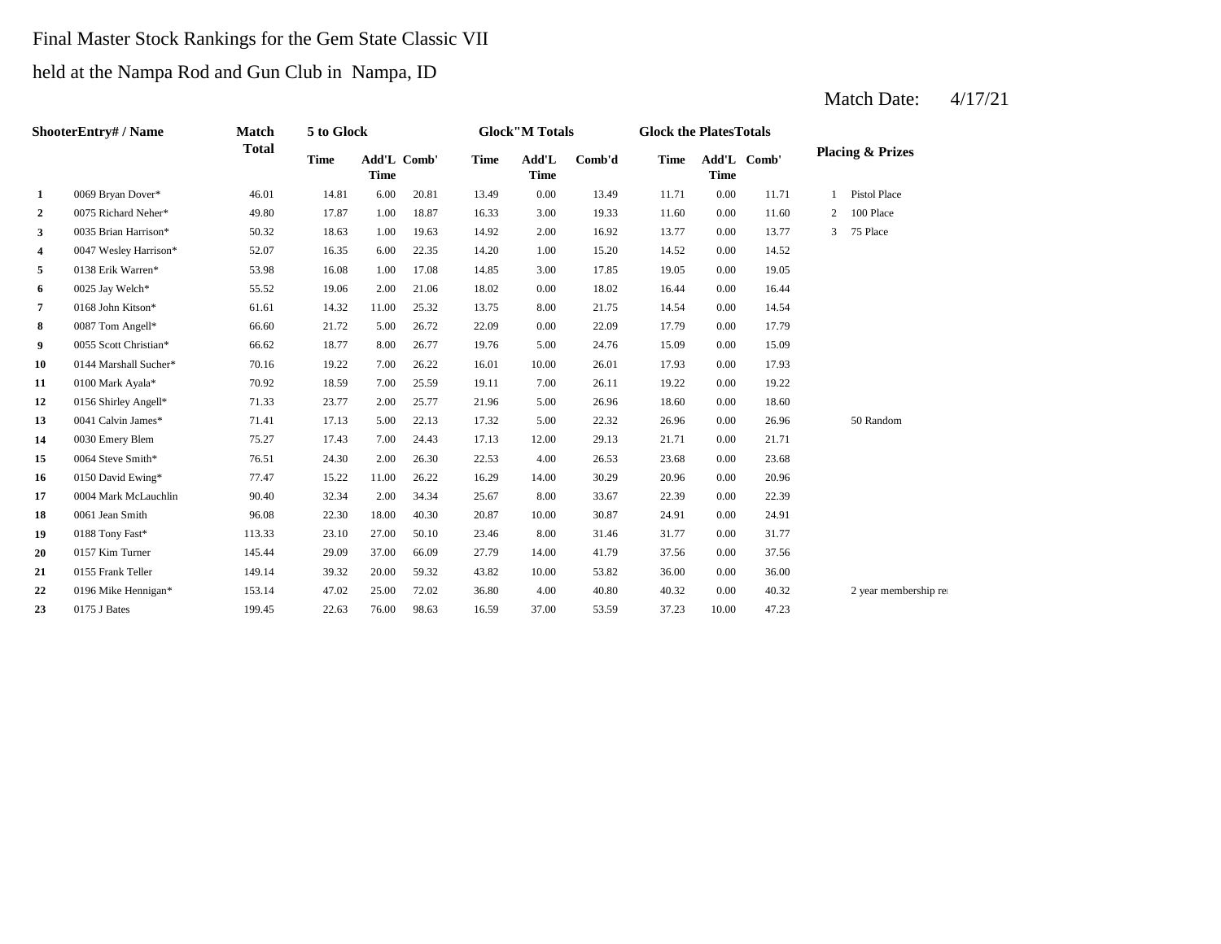Final Master Stock Rankings for the Gem State Classic VII

held at the Nampa Rod and Gun Club in Nampa, ID

Match Date: 4/17/21

| Shooter | Entry# / Name | Match Total | 5 to Glock | | | Glock"M Totals | | | Glock the Plates Totals | | | Placing & Prizes | |
|---|---|---|---|---|---|---|---|---|---|---|---|---|---|
| | | | Time | Add'L Time | Comb' | Time | Add'L Time | Comb'd | Time | Add'L Time | Comb' | | |
| 1 | 0069 Bryan Dover* | 46.01 | 14.81 | 6.00 | 20.81 | 13.49 | 0.00 | 13.49 | 11.71 | 0.00 | 11.71 | 1 | Pistol Place |
| 2 | 0075 Richard Neher* | 49.80 | 17.87 | 1.00 | 18.87 | 16.33 | 3.00 | 19.33 | 11.60 | 0.00 | 11.60 | 2 | 100 Place |
| 3 | 0035 Brian Harrison* | 50.32 | 18.63 | 1.00 | 19.63 | 14.92 | 2.00 | 16.92 | 13.77 | 0.00 | 13.77 | 3 | 75 Place |
| 4 | 0047 Wesley Harrison* | 52.07 | 16.35 | 6.00 | 22.35 | 14.20 | 1.00 | 15.20 | 14.52 | 0.00 | 14.52 | | |
| 5 | 0138 Erik Warren* | 53.98 | 16.08 | 1.00 | 17.08 | 14.85 | 3.00 | 17.85 | 19.05 | 0.00 | 19.05 | | |
| 6 | 0025 Jay Welch* | 55.52 | 19.06 | 2.00 | 21.06 | 18.02 | 0.00 | 18.02 | 16.44 | 0.00 | 16.44 | | |
| 7 | 0168 John Kitson* | 61.61 | 14.32 | 11.00 | 25.32 | 13.75 | 8.00 | 21.75 | 14.54 | 0.00 | 14.54 | | |
| 8 | 0087 Tom Angell* | 66.60 | 21.72 | 5.00 | 26.72 | 22.09 | 0.00 | 22.09 | 17.79 | 0.00 | 17.79 | | |
| 9 | 0055 Scott Christian* | 66.62 | 18.77 | 8.00 | 26.77 | 19.76 | 5.00 | 24.76 | 15.09 | 0.00 | 15.09 | | |
| 10 | 0144 Marshall Sucher* | 70.16 | 19.22 | 7.00 | 26.22 | 16.01 | 10.00 | 26.01 | 17.93 | 0.00 | 17.93 | | |
| 11 | 0100 Mark Ayala* | 70.92 | 18.59 | 7.00 | 25.59 | 19.11 | 7.00 | 26.11 | 19.22 | 0.00 | 19.22 | | |
| 12 | 0156 Shirley Angell* | 71.33 | 23.77 | 2.00 | 25.77 | 21.96 | 5.00 | 26.96 | 18.60 | 0.00 | 18.60 | | |
| 13 | 0041 Calvin James* | 71.41 | 17.13 | 5.00 | 22.13 | 17.32 | 5.00 | 22.32 | 26.96 | 0.00 | 26.96 | | 50 Random |
| 14 | 0030 Emery Blem | 75.27 | 17.43 | 7.00 | 24.43 | 17.13 | 12.00 | 29.13 | 21.71 | 0.00 | 21.71 | | |
| 15 | 0064 Steve Smith* | 76.51 | 24.30 | 2.00 | 26.30 | 22.53 | 4.00 | 26.53 | 23.68 | 0.00 | 23.68 | | |
| 16 | 0150 David Ewing* | 77.47 | 15.22 | 11.00 | 26.22 | 16.29 | 14.00 | 30.29 | 20.96 | 0.00 | 20.96 | | |
| 17 | 0004 Mark McLauchlin | 90.40 | 32.34 | 2.00 | 34.34 | 25.67 | 8.00 | 33.67 | 22.39 | 0.00 | 22.39 | | |
| 18 | 0061 Jean Smith | 96.08 | 22.30 | 18.00 | 40.30 | 20.87 | 10.00 | 30.87 | 24.91 | 0.00 | 24.91 | | |
| 19 | 0188 Tony Fast* | 113.33 | 23.10 | 27.00 | 50.10 | 23.46 | 8.00 | 31.46 | 31.77 | 0.00 | 31.77 | | |
| 20 | 0157 Kim Turner | 145.44 | 29.09 | 37.00 | 66.09 | 27.79 | 14.00 | 41.79 | 37.56 | 0.00 | 37.56 | | |
| 21 | 0155 Frank Teller | 149.14 | 39.32 | 20.00 | 59.32 | 43.82 | 10.00 | 53.82 | 36.00 | 0.00 | 36.00 | | |
| 22 | 0196 Mike Hennigan* | 153.14 | 47.02 | 25.00 | 72.02 | 36.80 | 4.00 | 40.80 | 40.32 | 0.00 | 40.32 | | 2 year membership re |
| 23 | 0175 J Bates | 199.45 | 22.63 | 76.00 | 98.63 | 16.59 | 37.00 | 53.59 | 37.23 | 10.00 | 47.23 | | |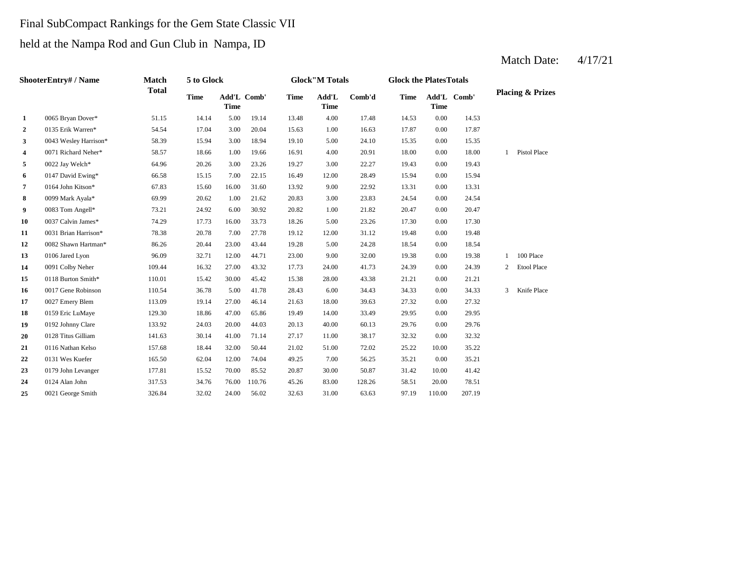Final SubCompact Rankings for the Gem State Classic VII

held at the Nampa Rod and Gun Club in Nampa, ID

Match Date: 4/17/21

| ShooterEntry# / Name | | Match Total | 5 to Glock | | | Glock"M Totals | | | Glock the PlatesTotals | | | Placing & Prizes | |
|---|---|---|---|---|---|---|---|---|---|---|---|---|---|
| | | | Time | Add'L Time | Comb' | Time | Add'L Time | Comb'd | Time | Add'L Time | Comb' | | |
| 1 | 0065 Bryan Dover* | 51.15 | 14.14 | 5.00 | 19.14 | 13.48 | 4.00 | 17.48 | 14.53 | 0.00 | 14.53 | | |
| 2 | 0135 Erik Warren* | 54.54 | 17.04 | 3.00 | 20.04 | 15.63 | 1.00 | 16.63 | 17.87 | 0.00 | 17.87 | | |
| 3 | 0043 Wesley Harrison* | 58.39 | 15.94 | 3.00 | 18.94 | 19.10 | 5.00 | 24.10 | 15.35 | 0.00 | 15.35 | | |
| 4 | 0071 Richard Neher* | 58.57 | 18.66 | 1.00 | 19.66 | 16.91 | 4.00 | 20.91 | 18.00 | 0.00 | 18.00 | 1 | Pistol Place |
| 5 | 0022 Jay Welch* | 64.96 | 20.26 | 3.00 | 23.26 | 19.27 | 3.00 | 22.27 | 19.43 | 0.00 | 19.43 | | |
| 6 | 0147 David Ewing* | 66.58 | 15.15 | 7.00 | 22.15 | 16.49 | 12.00 | 28.49 | 15.94 | 0.00 | 15.94 | | |
| 7 | 0164 John Kitson* | 67.83 | 15.60 | 16.00 | 31.60 | 13.92 | 9.00 | 22.92 | 13.31 | 0.00 | 13.31 | | |
| 8 | 0099 Mark Ayala* | 69.99 | 20.62 | 1.00 | 21.62 | 20.83 | 3.00 | 23.83 | 24.54 | 0.00 | 24.54 | | |
| 9 | 0083 Tom Angell* | 73.21 | 24.92 | 6.00 | 30.92 | 20.82 | 1.00 | 21.82 | 20.47 | 0.00 | 20.47 | | |
| 10 | 0037 Calvin James* | 74.29 | 17.73 | 16.00 | 33.73 | 18.26 | 5.00 | 23.26 | 17.30 | 0.00 | 17.30 | | |
| 11 | 0031 Brian Harrison* | 78.38 | 20.78 | 7.00 | 27.78 | 19.12 | 12.00 | 31.12 | 19.48 | 0.00 | 19.48 | | |
| 12 | 0082 Shawn Hartman* | 86.26 | 20.44 | 23.00 | 43.44 | 19.28 | 5.00 | 24.28 | 18.54 | 0.00 | 18.54 | | |
| 13 | 0106 Jared Lyon | 96.09 | 32.71 | 12.00 | 44.71 | 23.00 | 9.00 | 32.00 | 19.38 | 0.00 | 19.38 | 1 | 100 Place |
| 14 | 0091 Colby Neher | 109.44 | 16.32 | 27.00 | 43.32 | 17.73 | 24.00 | 41.73 | 24.39 | 0.00 | 24.39 | 2 | Etool Place |
| 15 | 0118 Burton Smith* | 110.01 | 15.42 | 30.00 | 45.42 | 15.38 | 28.00 | 43.38 | 21.21 | 0.00 | 21.21 | | |
| 16 | 0017 Gene Robinson | 110.54 | 36.78 | 5.00 | 41.78 | 28.43 | 6.00 | 34.43 | 34.33 | 0.00 | 34.33 | 3 | Knife Place |
| 17 | 0027 Emery Blem | 113.09 | 19.14 | 27.00 | 46.14 | 21.63 | 18.00 | 39.63 | 27.32 | 0.00 | 27.32 | | |
| 18 | 0159 Eric LuMaye | 129.30 | 18.86 | 47.00 | 65.86 | 19.49 | 14.00 | 33.49 | 29.95 | 0.00 | 29.95 | | |
| 19 | 0192 Johnny Clare | 133.92 | 24.03 | 20.00 | 44.03 | 20.13 | 40.00 | 60.13 | 29.76 | 0.00 | 29.76 | | |
| 20 | 0128 Titus Gilliam | 141.63 | 30.14 | 41.00 | 71.14 | 27.17 | 11.00 | 38.17 | 32.32 | 0.00 | 32.32 | | |
| 21 | 0116 Nathan Kelso | 157.68 | 18.44 | 32.00 | 50.44 | 21.02 | 51.00 | 72.02 | 25.22 | 10.00 | 35.22 | | |
| 22 | 0131 Wes Kuefer | 165.50 | 62.04 | 12.00 | 74.04 | 49.25 | 7.00 | 56.25 | 35.21 | 0.00 | 35.21 | | |
| 23 | 0179 John Levanger | 177.81 | 15.52 | 70.00 | 85.52 | 20.87 | 30.00 | 50.87 | 31.42 | 10.00 | 41.42 | | |
| 24 | 0124 Alan John | 317.53 | 34.76 | 76.00 | 110.76 | 45.26 | 83.00 | 128.26 | 58.51 | 20.00 | 78.51 | | |
| 25 | 0021 George Smith | 326.84 | 32.02 | 24.00 | 56.02 | 32.63 | 31.00 | 63.63 | 97.19 | 110.00 | 207.19 | | |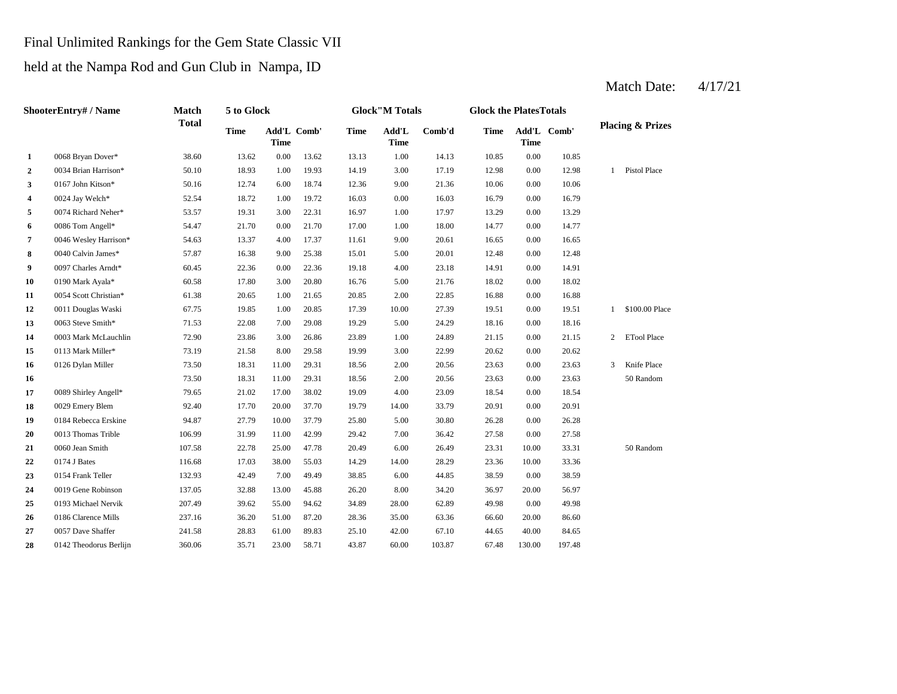Final Unlimited Rankings for the Gem State Classic VII

held at the Nampa Rod and Gun Club in Nampa, ID

Match Date: 4/17/21

| | ShooterEntry# / Name | Match Total | 5 to Glock | | | Glock"M Totals | | | Glock the PlatesTotals | | | Placing & Prizes | |
|---|---|---|---|---|---|---|---|---|---|---|---|---|---|
| | | | Time | Add'L Time | Comb' | Time | Add'L Time | Comb'd | Time | Add'L Time | Comb' | | |
| 1 | 0068 Bryan Dover* | 38.60 | 13.62 | 0.00 | 13.62 | 13.13 | 1.00 | 14.13 | 10.85 | 0.00 | 10.85 | | |
| 2 | 0034 Brian Harrison* | 50.10 | 18.93 | 1.00 | 19.93 | 14.19 | 3.00 | 17.19 | 12.98 | 0.00 | 12.98 | 1 | Pistol Place |
| 3 | 0167 John Kitson* | 50.16 | 12.74 | 6.00 | 18.74 | 12.36 | 9.00 | 21.36 | 10.06 | 0.00 | 10.06 | | |
| 4 | 0024 Jay Welch* | 52.54 | 18.72 | 1.00 | 19.72 | 16.03 | 0.00 | 16.03 | 16.79 | 0.00 | 16.79 | | |
| 5 | 0074 Richard Neher* | 53.57 | 19.31 | 3.00 | 22.31 | 16.97 | 1.00 | 17.97 | 13.29 | 0.00 | 13.29 | | |
| 6 | 0086 Tom Angell* | 54.47 | 21.70 | 0.00 | 21.70 | 17.00 | 1.00 | 18.00 | 14.77 | 0.00 | 14.77 | | |
| 7 | 0046 Wesley Harrison* | 54.63 | 13.37 | 4.00 | 17.37 | 11.61 | 9.00 | 20.61 | 16.65 | 0.00 | 16.65 | | |
| 8 | 0040 Calvin James* | 57.87 | 16.38 | 9.00 | 25.38 | 15.01 | 5.00 | 20.01 | 12.48 | 0.00 | 12.48 | | |
| 9 | 0097 Charles Arndt* | 60.45 | 22.36 | 0.00 | 22.36 | 19.18 | 4.00 | 23.18 | 14.91 | 0.00 | 14.91 | | |
| 10 | 0190 Mark Ayala* | 60.58 | 17.80 | 3.00 | 20.80 | 16.76 | 5.00 | 21.76 | 18.02 | 0.00 | 18.02 | | |
| 11 | 0054 Scott Christian* | 61.38 | 20.65 | 1.00 | 21.65 | 20.85 | 2.00 | 22.85 | 16.88 | 0.00 | 16.88 | | |
| 12 | 0011 Douglas Waski | 67.75 | 19.85 | 1.00 | 20.85 | 17.39 | 10.00 | 27.39 | 19.51 | 0.00 | 19.51 | 1 | $100.00 Place |
| 13 | 0063 Steve Smith* | 71.53 | 22.08 | 7.00 | 29.08 | 19.29 | 5.00 | 24.29 | 18.16 | 0.00 | 18.16 | | |
| 14 | 0003 Mark McLauchlin | 72.90 | 23.86 | 3.00 | 26.86 | 23.89 | 1.00 | 24.89 | 21.15 | 0.00 | 21.15 | 2 | ETool Place |
| 15 | 0113 Mark Miller* | 73.19 | 21.58 | 8.00 | 29.58 | 19.99 | 3.00 | 22.99 | 20.62 | 0.00 | 20.62 | | |
| 16 | 0126 Dylan Miller | 73.50 | 18.31 | 11.00 | 29.31 | 18.56 | 2.00 | 20.56 | 23.63 | 0.00 | 23.63 | 3 | Knife Place |
| 16 | | 73.50 | 18.31 | 11.00 | 29.31 | 18.56 | 2.00 | 20.56 | 23.63 | 0.00 | 23.63 | | 50 Random |
| 17 | 0089 Shirley Angell* | 79.65 | 21.02 | 17.00 | 38.02 | 19.09 | 4.00 | 23.09 | 18.54 | 0.00 | 18.54 | | |
| 18 | 0029 Emery Blem | 92.40 | 17.70 | 20.00 | 37.70 | 19.79 | 14.00 | 33.79 | 20.91 | 0.00 | 20.91 | | |
| 19 | 0184 Rebecca Erskine | 94.87 | 27.79 | 10.00 | 37.79 | 25.80 | 5.00 | 30.80 | 26.28 | 0.00 | 26.28 | | |
| 20 | 0013 Thomas Trible | 106.99 | 31.99 | 11.00 | 42.99 | 29.42 | 7.00 | 36.42 | 27.58 | 0.00 | 27.58 | | |
| 21 | 0060 Jean Smith | 107.58 | 22.78 | 25.00 | 47.78 | 20.49 | 6.00 | 26.49 | 23.31 | 10.00 | 33.31 | | 50 Random |
| 22 | 0174 J Bates | 116.68 | 17.03 | 38.00 | 55.03 | 14.29 | 14.00 | 28.29 | 23.36 | 10.00 | 33.36 | | |
| 23 | 0154 Frank Teller | 132.93 | 42.49 | 7.00 | 49.49 | 38.85 | 6.00 | 44.85 | 38.59 | 0.00 | 38.59 | | |
| 24 | 0019 Gene Robinson | 137.05 | 32.88 | 13.00 | 45.88 | 26.20 | 8.00 | 34.20 | 36.97 | 20.00 | 56.97 | | |
| 25 | 0193 Michael Nervik | 207.49 | 39.62 | 55.00 | 94.62 | 34.89 | 28.00 | 62.89 | 49.98 | 0.00 | 49.98 | | |
| 26 | 0186 Clarence Mills | 237.16 | 36.20 | 51.00 | 87.20 | 28.36 | 35.00 | 63.36 | 66.60 | 20.00 | 86.60 | | |
| 27 | 0057 Dave Shaffer | 241.58 | 28.83 | 61.00 | 89.83 | 25.10 | 42.00 | 67.10 | 44.65 | 40.00 | 84.65 | | |
| 28 | 0142 Theodorus Berlijn | 360.06 | 35.71 | 23.00 | 58.71 | 43.87 | 60.00 | 103.87 | 67.48 | 130.00 | 197.48 | | |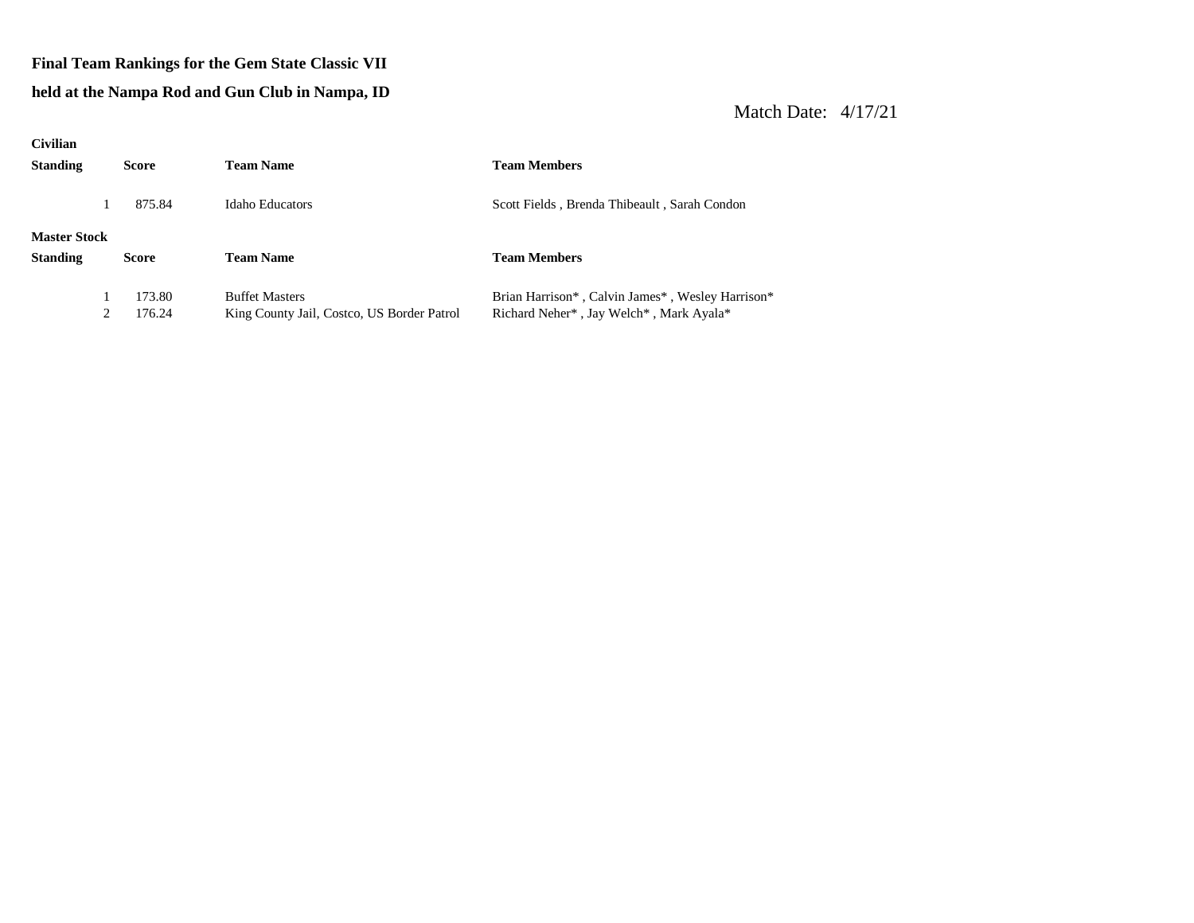**Final Team Rankings for the Gem State Classic VII**

**held at the Nampa Rod and Gun Club in Nampa, ID**

Match Date: 4/17/21

**Civilian**

| Standing | Score | Team Name | Team Members |
|---|---|---|---|
| 1 | 875.84 | Idaho Educators | Scott Fields , Brenda Thibeault , Sarah Condon |

**Master Stock**

| Standing | Score | Team Name | Team Members |
|---|---|---|---|
| 1 | 173.80 | Buffet Masters | Brian Harrison* , Calvin James* , Wesley Harrison* |
| 2 | 176.24 | King County Jail, Costco, US Border Patrol | Richard Neher* , Jay Welch* , Mark Ayala* |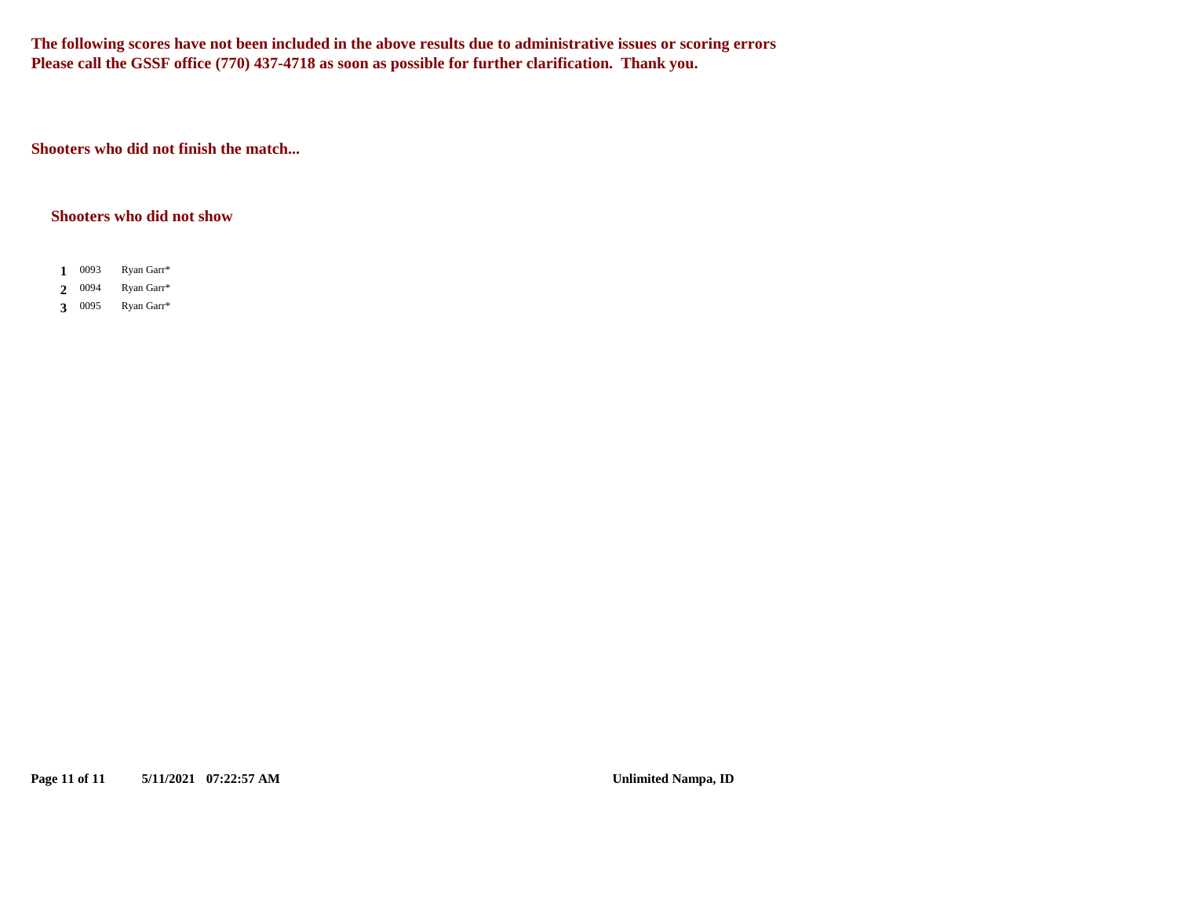**The following scores have not been included in the above results due to administrative issues or scoring errors**
**Please call the GSSF office (770) 437-4718 as soon as possible for further clarification. Thank you.**

**Shooters who did not finish the match...**

**Shooters who did not show**

| | | |
|---|---|---|
| **1** | 0093 | Ryan Garr* |
| **2** | 0094 | Ryan Garr* |
| **3** | 0095 | Ryan Garr* |